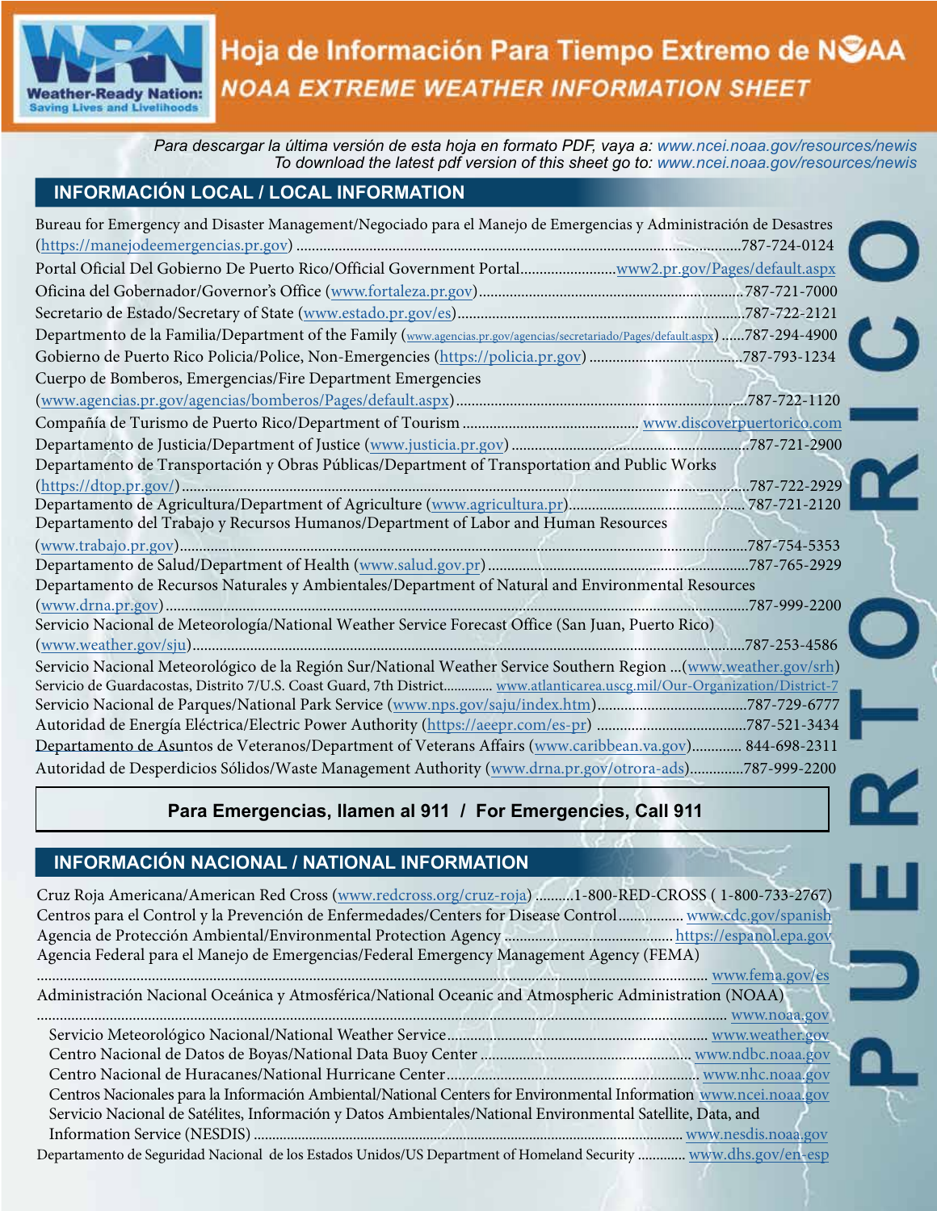# Hoja de Información Para Tiempo Extremo de NOAA

## *NOAA EXTREME WEATHER INFORMATION SHEET*

*Para descargar la última versión de esta hoja en formato PDF, vaya a: www.ncei.noaa.gov/resources/newis*
*To download the latest pdf version of this sheet go to: www.ncei.noaa.gov/resources/newis*

**PUERTO RICO**

## INFORMACIÓN LOCAL / LOCAL INFORMATION

Bureau for Emergency and Disaster Management/Negociado para el Manejo de Emergencias y Administración de Desastres (https://manejodeemergencias.pr.gov) ....787-724-0124

Portal Oficial Del Gobierno De Puerto Rico/Official Government Portal....www2.pr.gov/Pages/default.aspx

Oficina del Gobernador/Governor's Office (www.fortaleza.pr.gov)....787-721-7000

Secretario de Estado/Secretary of State (www.estado.pr.gov/es)....787-722-2121

Departmento de la Familia/Department of the Family (www.agencias.pr.gov/agencias/secretariado/Pages/default.aspx) ....787-294-4900

Gobierno de Puerto Rico Policia/Police, Non-Emergencies (https://policia.pr.gov) ....787-793-1234

Cuerpo de Bomberos, Emergencias/Fire Department Emergencies (www.agencias.pr.gov/agencias/bomberos/Pages/default.aspx)....787-722-1120

Compañía de Turismo de Puerto Rico/Department of Tourism .... www.discoverpuertorico.com

Departamento de Justicia/Department of Justice (www.justicia.pr.gov) ....787-721-2900

Departamento de Transportación y Obras Públicas/Department of Transportation and Public Works (https://dtop.pr.gov/)....787-722-2929

Departamento de Agricultura/Department of Agriculture (www.agricultura.pr)....787-721-2120

Departamento del Trabajo y Recursos Humanos/Department of Labor and Human Resources (www.trabajo.pr.gov)....787-754-5353

Departamento de Salud/Department of Health (www.salud.gov.pr)....787-765-2929

Departamento de Recursos Naturales y Ambientales/Department of Natural and Environmental Resources (www.drna.pr.gov)....787-999-2200

Servicio Nacional de Meteorología/National Weather Service Forecast Office (San Juan, Puerto Rico) (www.weather.gov/sju)....787-253-4586

Servicio Nacional Meteorológico de la Región Sur/National Weather Service Southern Region ...(www.weather.gov/srh)

Servicio de Guardacostas, Distrito 7/U.S. Coast Guard, 7th District.... www.atlanticarea.uscg.mil/Our-Organization/District-7

Servicio Nacional de Parques/National Park Service (www.nps.gov/saju/index.htm)....787-729-6777

Autoridad de Energía Eléctrica/Electric Power Authority (https://aeepr.com/es-pr) ....787-521-3434

Departamento de Asuntos de Veteranos/Department of Veterans Affairs (www.caribbean.va.gov).... 844-698-2311

Autoridad de Desperdicios Sólidos/Waste Management Authority (www.drna.pr.gov/otrora-ads)....787-999-2200

**Para Emergencias, llamen al 911 / For Emergencies, Call 911**

## INFORMACIÓN NACIONAL / NATIONAL INFORMATION

Cruz Roja Americana/American Red Cross (www.redcross.org/cruz-roja) ....1-800-RED-CROSS ( 1-800-733-2767)

Centros para el Control y la Prevención de Enfermedades/Centers for Disease Control.... www.cdc.gov/spanish

Agencia de Protección Ambiental/Environmental Protection Agency .... https://espanol.epa.gov

Agencia Federal para el Manejo de Emergencias/Federal Emergency Management Agency (FEMA) .... www.fema.gov/es

Administración Nacional Oceánica y Atmosférica/National Oceanic and Atmospheric Administration (NOAA) .... www.noaa.gov

- Servicio Meteorológico Nacional/National Weather Service.... www.weather.gov
- Centro Nacional de Datos de Boyas/National Data Buoy Center .... www.ndbc.noaa.gov
- Centro Nacional de Huracanes/National Hurricane Center.... www.nhc.noaa.gov
- Centros Nacionales para la Información Ambiental/National Centers for Environmental Information www.ncei.noaa.gov
- Servicio Nacional de Satélites, Información y Datos Ambientales/National Environmental Satellite, Data, and Information Service (NESDIS) .... www.nesdis.noaa.gov

Departamento de Seguridad Nacional de los Estados Unidos/US Department of Homeland Security .... www.dhs.gov/en-esp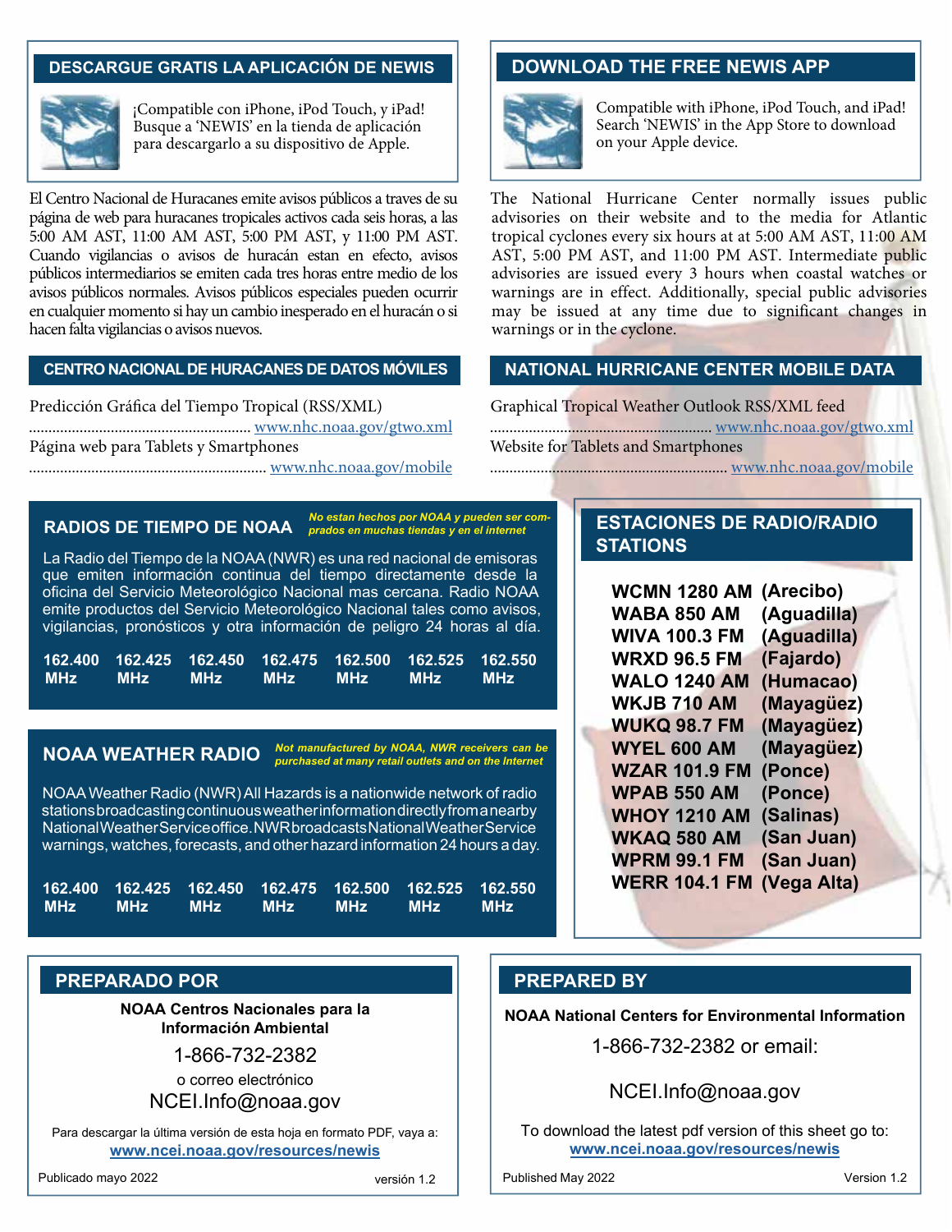## DESCARGUE GRATIS LA APLICACIÓN DE NEWIS

¡Compatible con iPhone, iPod Touch, y iPad! Busque a 'NEWIS' en la tienda de aplicación para descargarlo a su dispositivo de Apple.

El Centro Nacional de Huracanes emite avisos públicos a traves de su página de web para huracanes tropicales activos cada seis horas, a las 5:00 AM AST, 11:00 AM AST, 5:00 PM AST, y 11:00 PM AST. Cuando vigilancias o avisos de huracán estan en efecto, avisos públicos intermediarios se emiten cada tres horas entre medio de los avisos públicos normales. Avisos públicos especiales pueden ocurrir en cualquier momento si hay un cambio inesperado en el huracán o si hacen falta vigilancias o avisos nuevos.

## CENTRO NACIONAL DE HURACANES DE DATOS MÓVILES

Predicción Gráfica del Tiempo Tropical (RSS/XML) ........................................................ www.nhc.noaa.gov/gtwo.xml

Página web para Tablets y Smartphones ............................................................ www.nhc.noaa.gov/mobile

## RADIOS DE TIEMPO DE NOAA

*No estan hechos por NOAA y pueden ser comprados en muchas tiendas y en el internet*

La Radio del Tiempo de la NOAA (NWR) es una red nacional de emisoras que emiten información continua del tiempo directamente desde la oficina del Servicio Meteorológico Nacional mas cercana. Radio NOAA emite productos del Servicio Meteorológico Nacional tales como avisos, vigilancias, pronósticos y otra información de peligro 24 horas al día.

**162.400 MHz | 162.425 MHz | 162.450 MHz | 162.475 MHz | 162.500 MHz | 162.525 MHz | 162.550 MHz**

## PREPARADO POR

**NOAA Centros Nacionales para la Información Ambiental**

1-866-732-2382

o correo electrónico

NCEI.Info@noaa.gov

Para descargar la última versión de esta hoja en formato PDF, vaya a: **www.ncei.noaa.gov/resources/newis**

Publicado mayo 2022 versión 1.2

## DOWNLOAD THE FREE NEWIS APP

Compatible with iPhone, iPod Touch, and iPad! Search 'NEWIS' in the App Store to download on your Apple device.

The National Hurricane Center normally issues public advisories on their website and to the media for Atlantic tropical cyclones every six hours at at 5:00 AM AST, 11:00 AM AST, 5:00 PM AST, and 11:00 PM AST. Intermediate public advisories are issued every 3 hours when coastal watches or warnings are in effect. Additionally, special public advisories may be issued at any time due to significant changes in warnings or in the cyclone.

## NATIONAL HURRICANE CENTER MOBILE DATA

Graphical Tropical Weather Outlook RSS/XML feed ........................................................ www.nhc.noaa.gov/gtwo.xml

Website for Tablets and Smartphones ............................................................ www.nhc.noaa.gov/mobile

## NOAA WEATHER RADIO

*Not manufactured by NOAA, NWR receivers can be purchased at many retail outlets and on the Internet*

NOAA Weather Radio (NWR) All Hazards is a nationwide network of radio stations broadcasting continuous weather information directly from a nearby National Weather Service office. NWR broadcasts National Weather Service warnings, watches, forecasts, and other hazard information 24 hours a day.

**162.400 MHz | 162.425 MHz | 162.450 MHz | 162.475 MHz | 162.500 MHz | 162.525 MHz | 162.550 MHz**

## ESTACIONES DE RADIO/RADIO STATIONS

| | |
|---|---|
| **WCMN 1280 AM** | **(Arecibo)** |
| **WABA 850 AM** | **(Aguadilla)** |
| **WIVA 100.3 FM** | **(Aguadilla)** |
| **WRXD 96.5 FM** | **(Fajardo)** |
| **WALO 1240 AM** | **(Humacao)** |
| **WKJB 710 AM** | **(Mayagüez)** |
| **WUKQ 98.7 FM** | **(Mayagüez)** |
| **WYEL 600 AM** | **(Mayagüez)** |
| **WZAR 101.9 FM** | **(Ponce)** |
| **WPAB 550 AM** | **(Ponce)** |
| **WHOY 1210 AM** | **(Salinas)** |
| **WKAQ 580 AM** | **(San Juan)** |
| **WPRM 99.1 FM** | **(San Juan)** |
| **WERR 104.1 FM** | **(Vega Alta)** |

## PREPARED BY

**NOAA National Centers for Environmental Information**

1-866-732-2382 or email:

NCEI.Info@noaa.gov

To download the latest pdf version of this sheet go to: **www.ncei.noaa.gov/resources/newis**

Published May 2022 Version 1.2